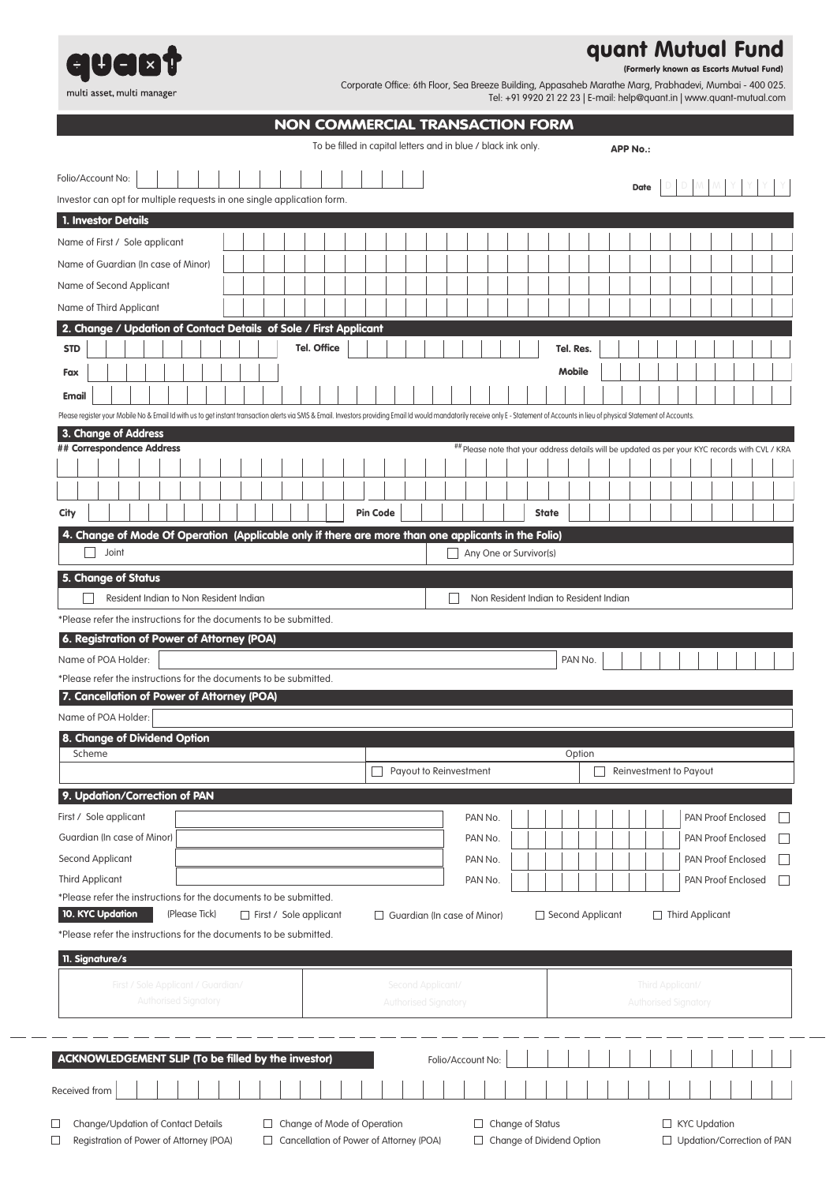quant

multi asset, multi manager

# quant Mutual Fund

**(Formerly known as Escorts Mutual Fund)**

Corporate Office: 6th Floor, Sea Breeze Building, Appasaheb Marathe Marg, Prabhadevi, Mumbai - 400 025.
Tel: +91 9920 21 22 23 | E-mail: help@quant.in | www.quant-mutual.com

## NON COMMERCIAL TRANSACTION FORM

To be filled in capital letters and in blue / black ink only. **APP No.:**

Folio/Account No: **Date** D D M M Y Y Y Y

Investor can opt for multiple requests in one single application form.

### 1. Investor Details

Name of First / Sole applicant

Name of Guardian (In case of Minor)

Name of Second Applicant

Name of Third Applicant

### 2. Change / Updation of Contact Details of Sole / First Applicant

**STD** **Tel. Office** **Tel. Res.**

**Fax** **Mobile**

**Email**

Please register your Mobile No & Email Id with us to get instant transaction alerts via SMS & Email. Investors providing Email Id would mandatorily receive only E - Statement of Accounts in lieu of physical Statement of Accounts.

### 3. Change of Address

**## Correspondence Address** ##Please note that your address details will be updated as per your KYC records with CVL / KRA

**City** **Pin Code** **State**

### 4. Change of Mode Of Operation (Applicable only if there are more than one applicants in the Folio)

☐ Joint ☐ Any One or Survivor(s)

### 5. Change of Status

☐ Resident Indian to Non Resident Indian ☐ Non Resident Indian to Resident Indian

*Please refer the instructions for the documents to be submitted.

### 6. Registration of Power of Attorney (POA)

Name of POA Holder: PAN No.

*Please refer the instructions for the documents to be submitted.

### 7. Cancellation of Power of Attorney (POA)

Name of POA Holder:

### 8. Change of Dividend Option

| Scheme | Option | |
|---|---|---|
| | ☐ Payout to Reinvestment | ☐ Reinvestment to Payout |

### 9. Updation/Correction of PAN

| | Name | PAN No. | PAN Proof Enclosed |
|---|---|---|---|
| First / Sole applicant | | | ☐ |
| Guardian (In case of Minor) | | | ☐ |
| Second Applicant | | | ☐ |
| Third Applicant | | | ☐ |

*Please refer the instructions for the documents to be submitted.

**10. KYC Updation** (Please Tick) ☐ First / Sole applicant ☐ Guardian (In case of Minor) ☐ Second Applicant ☐ Third Applicant

*Please refer the instructions for the documents to be submitted.

### 11. Signature/s

| First / Sole Applicant / Guardian/ Authorised Signatory | Second Applicant/ Authorised Signatory | Third Applicant/ Authorised Signatory |
|---|---|---|
| | | |

---

**ACKNOWLEDGEMENT SLIP (To be filled by the investor)** Folio/Account No:

Received from

☐ Change/Updation of Contact Details ☐ Change of Mode of Operation ☐ Change of Status ☐ KYC Updation

☐ Registration of Power of Attorney (POA) ☐ Cancellation of Power of Attorney (POA) ☐ Change of Dividend Option ☐ Updation/Correction of PAN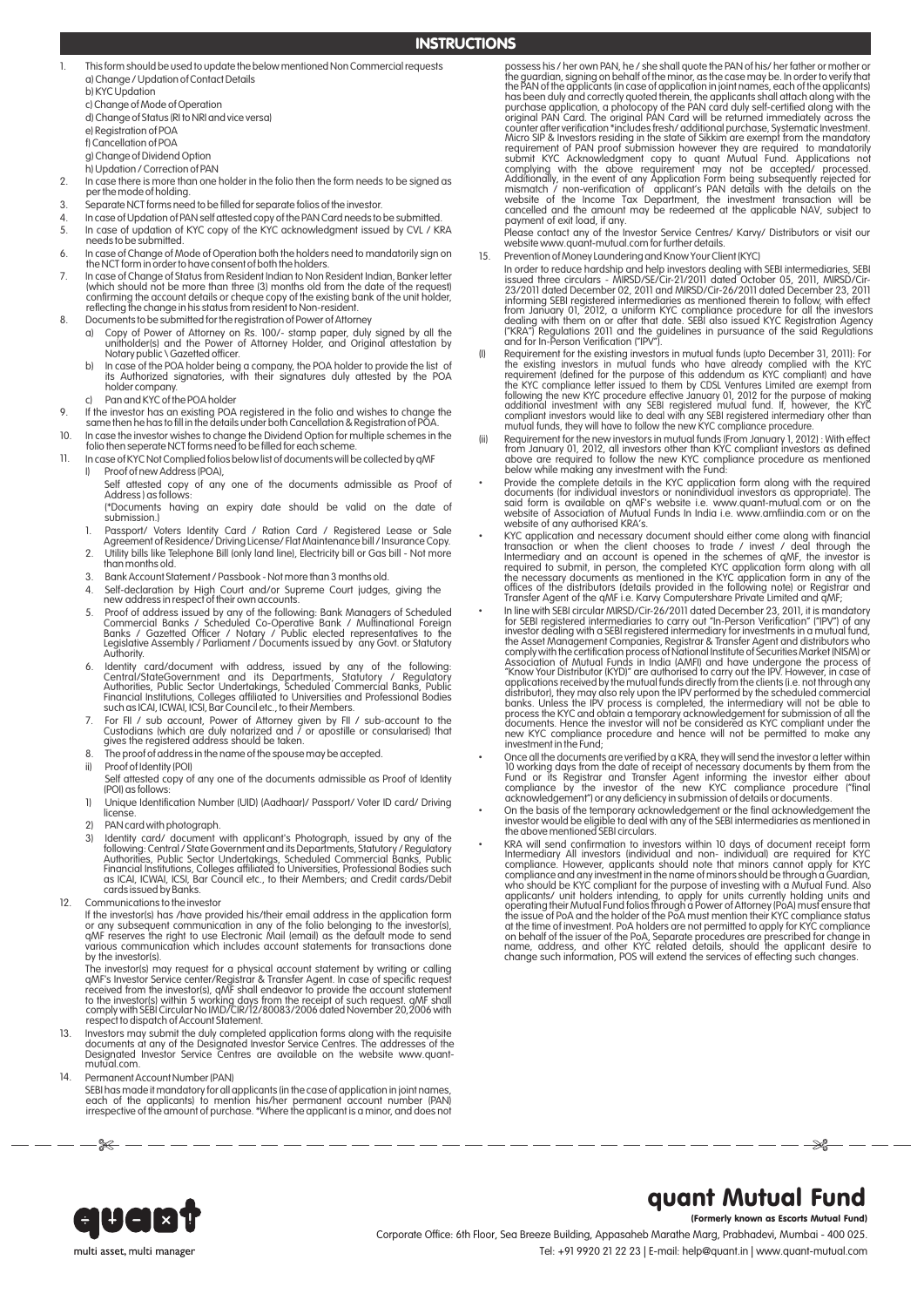# INSTRUCTIONS

1. This form should be used to update the below mentioned Non Commercial requests
   a) Change / Updation of Contact Details
   b) KYC Updation
   c) Change of Mode of Operation
   d) Change of Status (RI to NRI and vice versa)
   e) Registration of POA
   f) Cancellation of POA
   g) Change of Dividend Option
   h) Updation / Correction of PAN
2. In case there is more than one holder in the folio then the form needs to be signed as per the mode of holding.
3. Separate NCT forms need to be filled for separate folios of the investor.
4. In case of Updation of PAN self attested copy of the PAN Card needs to be submitted.
5. In case of updation of KYC copy of the KYC acknowledgment issued by CVL / KRA needs to be submitted.
6. In case of Change of Mode of Operation both the holders need to mandatorily sign on the NCT form in order to have consent of both the holders.
7. In case of Change of Status from Resident Indian to Non Resident Indian, Banker letter (which should not be more than three (3) months old from the date of the request) confirming the account details or cheque copy of the existing bank of the unit holder, reflecting the change in his status from resident to Non-resident.
8. Documents to be submitted for the registration of Power of Attorney
   a) Copy of Power of Attorney on Rs. 100/- stamp paper, duly signed by all the unitholder(s) and the Power of Attorney Holder, and Original attestation by Notary public \ Gazetted officer.
   b) In case of the POA holder being a company, the POA holder to provide the list of its Authorized signatories, with their signatures duly attested by the POA holder company.
   c) Pan and KYC of the POA holder
9. If the investor has an existing POA registered in the folio and wishes to change the same then he has to fill in the details under both Cancellation & Registration of POA.
10. In case the investor wishes to change the Dividend Option for multiple schemes in the folio then seperate NCT forms need to be filled for each scheme.
11. In case of KYC Not Complied folios below list of documents will be collected by qMF
    I) Proof of new Address (POA),
    Self attested copy of any one of the documents admissible as Proof of Address ) as follows:
    (*Documents having an expiry date should be valid on the date of submission.)
    1. Passport/ Voters Identity Card / Ration Card / Registered Lease or Sale Agreement of Residence/ Driving License/ Flat Maintenance bill / Insurance Copy.
    2. Utility bills like Telephone Bill (only land line), Electricity bill or Gas bill - Not more than months old.
    3. Bank Account Statement / Passbook - Not more than 3 months old.
    4. Self-declaration by High Court and/or Supreme Court judges, giving the new address in respect of their own accounts.
    5. Proof of address issued by any of the following: Bank Managers of Scheduled Commercial Banks / Scheduled Co-Operative Bank / Multinational Foreign Banks / Gazetted Officer / Notary / Public elected representatives to the Legislative Assembly / Parliament / Documents issued by any Govt. or Statutory Authority.
    6. Identity card/document with address, issued by any of the following: Central/StateGovernment and its Departments, Statutory / Regulatory Authorities, Public Sector Undertakings, Scheduled Commercial Banks, Public Financial Institutions, Colleges affiliated to Universities and Professional Bodies such as ICAI, ICWAI, ICSI, Bar Council etc., to their Members.
    7. For FII / sub account, Power of Attorney given by FII / sub-account to the Custodians (which are duly notarized and / or apostille or consularised) that gives the registered address should be taken.
    8. The proof of address in the name of the spouse may be accepted.

    ii) Proof of Identity (POI)
    Self attested copy of any one of the documents admissible as Proof of Identity (POI) as follows:
    1) Unique Identification Number (UID) (Aadhaar)/ Passport/ Voter ID card/ Driving license.
    2) PAN card with photograph.
    3) Identity card/ document with applicant's Photograph, issued by any of the following: Central / State Government and its Departments, Statutory / Regulatory Authorities, Public Sector Undertakings, Scheduled Commercial Banks, Public Financial Institutions, Colleges affiliated to Universities, Professional Bodies such as ICAI, ICWAI, ICSI, Bar Council etc., to their Members; and Credit cards/Debit cards issued by Banks.
12. Communications to the investor
    If the investor(s) has /have provided his/their email address in the application form or any subsequent communication in any of the folio belonging to the investor(s), qMF reserves the right to use Electronic Mail (email) as the default mode to send various communication which includes account statements for transactions done by the investor(s).
    The investor(s) may request for a physical account statement by writing or calling qMF's Investor Service center/Registrar & Transfer Agent. In case of specific request received from the investor(s), qMF shall endeavor to provide the account statement to the investor(s) within 5 working days from the receipt of such request. qMF shall comply with SEBI Circular No IMD/CIR/12/80083/2006 dated November 20,2006 with respect to dispatch of Account Statement.
13. Investors may submit the duly completed application forms along with the requisite documents at any of the Designated Investor Service Centres. The addresses of the Designated Investor Service Centres are available on the website www.quant-mutual.com.
14. Permanent Account Number (PAN)
    SEBI has made it mandatory for all applicants (in the case of application in joint names, each of the applicants) to mention his/her permanent account number (PAN) irrespective of the amount of purchase. *Where the applicant is a minor, and does not possess his / her own PAN, he / she shall quote the PAN of his/ her father or mother or the guardian, signing on behalf of the minor, as the case may be. In order to verify that the PAN of the applicants (in case of application in joint names, each of the applicants) has been duly and correctly quoted therein, the applicants shall attach along with the purchase application, a photocopy of the PAN card duly self-certified along with the original PAN Card. The original PAN Card will be returned immediately across the counter after verification *includes fresh/ additional purchase, Systematic Investment. Micro SIP & Investors residing in the state of Sikkim are exempt from the mandatory requirement of PAN proof submission however they are required to mandatorily submit KYC Acknowledgment copy to quant Mutual Fund. Applications not complying with the above requirement may not be accepted/ processed. Additionally, in the event of any Application Form being subsequently rejected for mismatch / non-verification of applicant's PAN details with the details on the website of the Income Tax Department, the investment transaction will be cancelled and the amount may be redeemed at the applicable NAV, subject to payment of exit load, if any.
    Please contact any of the Investor Service Centres/ Karvy/ Distributors or visit our website www.quant-mutual.com for further details.
15. Prevention of Money Laundering and Know Your Client (KYC)
    In order to reduce hardship and help investors dealing with SEBI intermediaries, SEBI issued three circulars - MIRSD/SE/Cir-21/2011 dated October 05, 2011, MIRSD/Cir-23/2011 dated December 02, 2011 and MIRSD/Cir-26/2011 dated December 23, 2011 informing SEBI registered intermediaries as mentioned therein to follow, with effect from January 01, 2012, a uniform KYC compliance procedure for all the investors dealing with them on or after that date. SEBI also issued KYC Registration Agency ("KRA") Regulations 2011 and the guidelines in pursuance of the said Regulations and for In-Person Verification ("IPV").

(I) Requirement for the existing investors in mutual funds (upto December 31, 2011): For the existing investors in mutual funds who have already complied with the KYC requirement (defined for the purpose of this addendum as KYC compliant) and have the KYC compliance letter issued to them by CDSL Ventures Limited are exempt from following the new KYC procedure effective January 01, 2012 for the purpose of making additional investment with any SEBI registered mutual fund. If, however, the KYC compliant investors would like to deal with any SEBI registered intermediary other than mutual funds, they will have to follow the new KYC compliance procedure.

(ii) Requirement for the new investors in mutual funds (From January 1, 2012) : With effect from January 01, 2012, all investors other than KYC compliant investors as defined above are required to follow the new KYC compliance procedure as mentioned below while making any investment with the Fund:

- Provide the complete details in the KYC application form along with the required documents (for individual investors or nonindividual investors as appropriate). The said form is available on qMF's website i.e. www.quant-mutual.com or on the website of Association of Mutual Funds In India i.e. www.amfiindia.com or on the website of any authorised KRA's.
- KYC application and necessary document should either come along with financial transaction or when the client chooses to trade / invest / deal through the Intermediary and an account is opened in the schemes of qMF, the investor is required to submit, in person, the completed KYC application form along with all the necessary documents as mentioned in the KYC application form in any of the offices of the distributors (details provided in the following note) or Registrar and Transfer Agent of the qMF i.e. Karvy Computershare Private Limited and qMF;
- In line with SEBI circular MIRSD/Cir-26/2011 dated December 23, 2011, it is mandatory for SEBI registered intermediaries to carry out "In-Person Verification" ("IPV") of any investor dealing with a SEBI registered intermediary for investments in a mutual fund, the Asset Management Companies, Registrar & Transfer Agent and distributors who comply with the certification process of National Institute of Securities Market (NISM) or Association of Mutual Funds in India (AMFI) and have undergone the process of "Know Your Distributor (KYD)" are authorised to carry out the IPV. However, in case of applications received by the mutual funds directly from the clients (i.e. not through any distributor), they may also rely upon the IPV performed by the scheduled commercial banks. Unless the IPV process is completed, the intermediary will not be able to process the KYC and obtain a temporary acknowledgement for submission of all the documents. Hence the investor will not be considered as KYC compliant under the new KYC compliance procedure and hence will not be permitted to make any investment in the Fund;
- Once all the documents are verified by a KRA, they will send the investor a letter within 10 working days from the date of receipt of necessary documents by them from the Fund or its Registrar and Transfer Agent informing the investor either about compliance by the investor of the new KYC compliance procedure ("final acknowledgement") or any deficiency in submission of details or documents.
- On the basis of the temporary acknowledgement or the final acknowledgement the investor would be eligible to deal with any of the SEBI intermediaries as mentioned in the above mentioned SEBI circulars.
- KRA will send confirmation to investors within 10 days of document receipt form Intermediary All investors (individual and non- individual) are required for KYC compliance. However, applicants should note that minors cannot apply for KYC compliance and any investment in the name of minors should be through a Guardian, who should be KYC compliant for the purpose of investing with a Mutual Fund. Also applicants/ unit holders intending, to apply for units currently holding units and operating their Mutual Fund folios through a Power of Attorney (PoA) must ensure that the issue of PoA and the holder of the PoA must mention their KYC compliance status at the time of investment. PoA holders are not permitted to apply for KYC compliance on behalf of the issuer of the PoA. Separate procedures are prescribed for change in name, address, and other KYC related details, should the applicant desire to change such information, POS will extend the services of effecting such changes.

quant

multi asset, multi manager

**quant Mutual Fund**
**(Formerly known as Escorts Mutual Fund)**

Corporate Office: 6th Floor, Sea Breeze Building, Appasaheb Marathe Marg, Prabhadevi, Mumbai - 400 025.
Tel: +91 9920 21 22 23 | E-mail: help@quant.in | www.quant-mutual.com